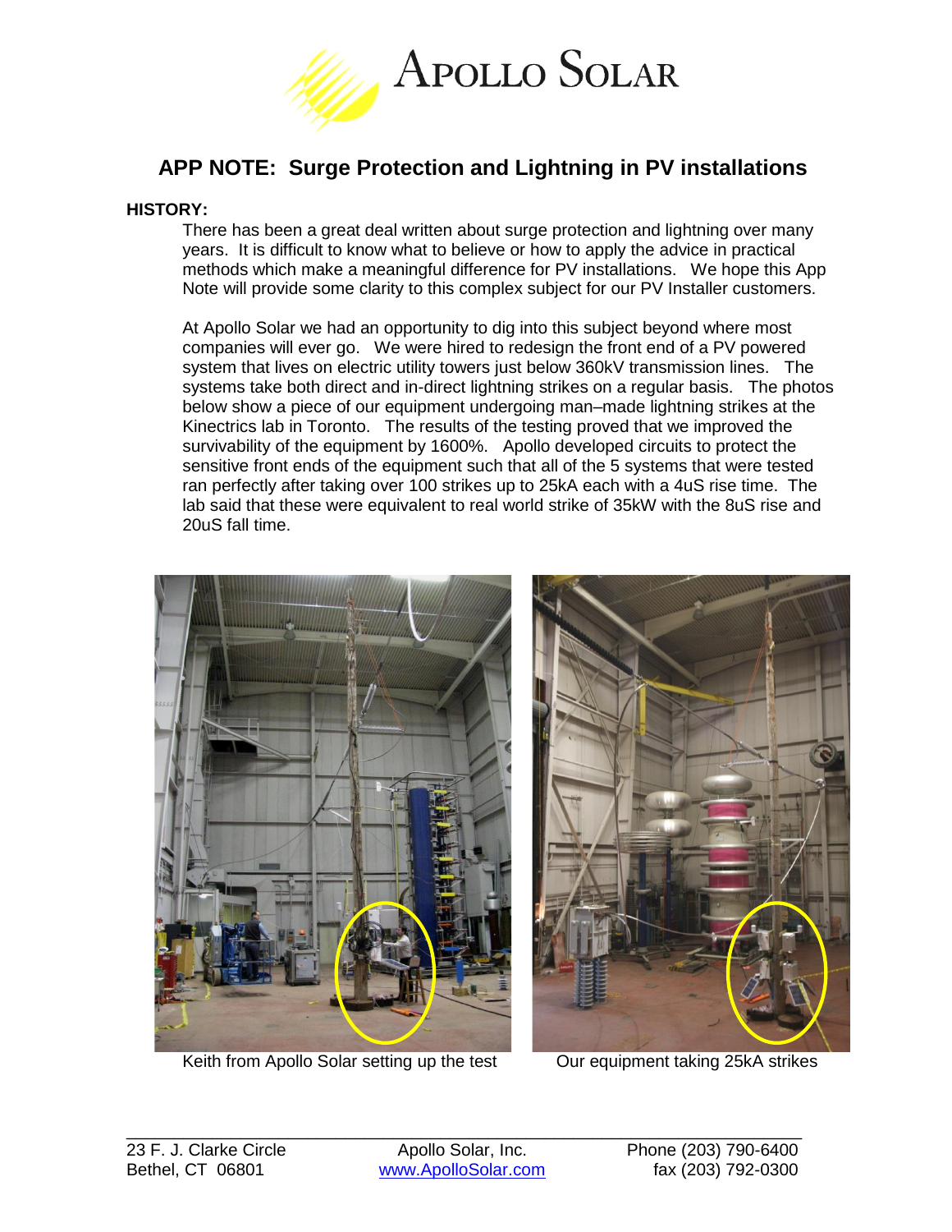# APOLLO SOLAR

## APP NOTE: Surge Protection and Lightning in PV installations

**HISTORY:**

There has been a great deal written about surge protection and lightning over many years. It is difficult to know what to believe or how to apply the advice in practical methods which make a meaningful difference for PV installations. We hope this App Note will provide some clarity to this complex subject for our PV Installer customers.

At Apollo Solar we had an opportunity to dig into this subject beyond where most companies will ever go. We were hired to redesign the front end of a PV powered system that lives on electric utility towers just below 360kV transmission lines. The systems take both direct and in-direct lightning strikes on a regular basis. The photos below show a piece of our equipment undergoing man–made lightning strikes at the Kinectrics lab in Toronto. The results of the testing proved that we improved the survivability of the equipment by 1600%. Apollo developed circuits to protect the sensitive front ends of the equipment such that all of the 5 systems that were tested ran perfectly after taking over 100 strikes up to 25kA each with a 4uS rise time. The lab said that these were equivalent to real world strike of 35kW with the 8uS rise and 20uS fall time.

Keith from Apollo Solar setting up the test

Our equipment taking 25kA strikes

23 F. J. Clarke Circle
Bethel, CT 06801

Apollo Solar, Inc.
www.ApolloSolar.com

Phone (203) 790-6400
fax (203) 792-0300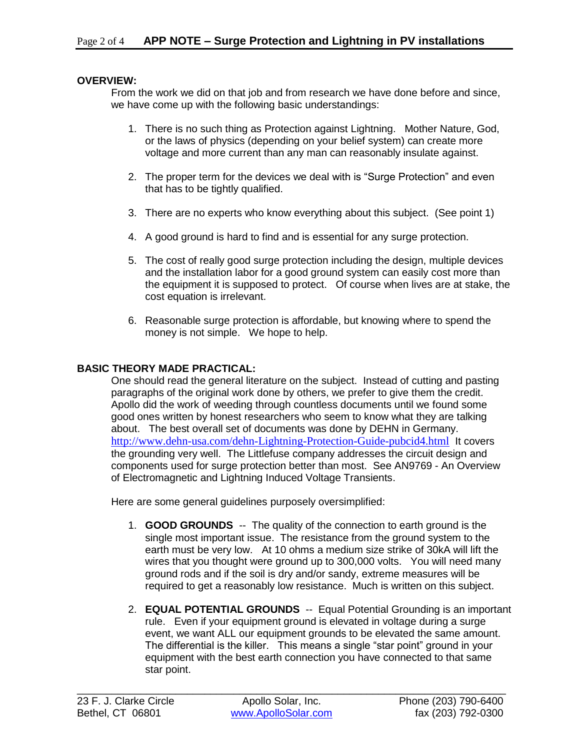## OVERVIEW:

From the work we did on that job and from research we have done before and since, we have come up with the following basic understandings:

1. There is no such thing as Protection against Lightning. Mother Nature, God, or the laws of physics (depending on your belief system) can create more voltage and more current than any man can reasonably insulate against.

2. The proper term for the devices we deal with is "Surge Protection" and even that has to be tightly qualified.

3. There are no experts who know everything about this subject. (See point 1)

4. A good ground is hard to find and is essential for any surge protection.

5. The cost of really good surge protection including the design, multiple devices and the installation labor for a good ground system can easily cost more than the equipment it is supposed to protect. Of course when lives are at stake, the cost equation is irrelevant.

6. Reasonable surge protection is affordable, but knowing where to spend the money is not simple. We hope to help.

## BASIC THEORY MADE PRACTICAL:

One should read the general literature on the subject. Instead of cutting and pasting paragraphs of the original work done by others, we prefer to give them the credit. Apollo did the work of weeding through countless documents until we found some good ones written by honest researchers who seem to know what they are talking about. The best overall set of documents was done by DEHN in Germany. http://www.dehn-usa.com/dehn-Lightning-Protection-Guide-pubcid4.html It covers the grounding very well. The Littlefuse company addresses the circuit design and components used for surge protection better than most. See AN9769 - An Overview of Electromagnetic and Lightning Induced Voltage Transients.

Here are some general guidelines purposely oversimplified:

1. **GOOD GROUNDS** -- The quality of the connection to earth ground is the single most important issue. The resistance from the ground system to the earth must be very low. At 10 ohms a medium size strike of 30kA will lift the wires that you thought were ground up to 300,000 volts. You will need many ground rods and if the soil is dry and/or sandy, extreme measures will be required to get a reasonably low resistance. Much is written on this subject.

2. **EQUAL POTENTIAL GROUNDS** -- Equal Potential Grounding is an important rule. Even if your equipment ground is elevated in voltage during a surge event, we want ALL our equipment grounds to be elevated the same amount. The differential is the killer. This means a single "star point" ground in your equipment with the best earth connection you have connected to that same star point.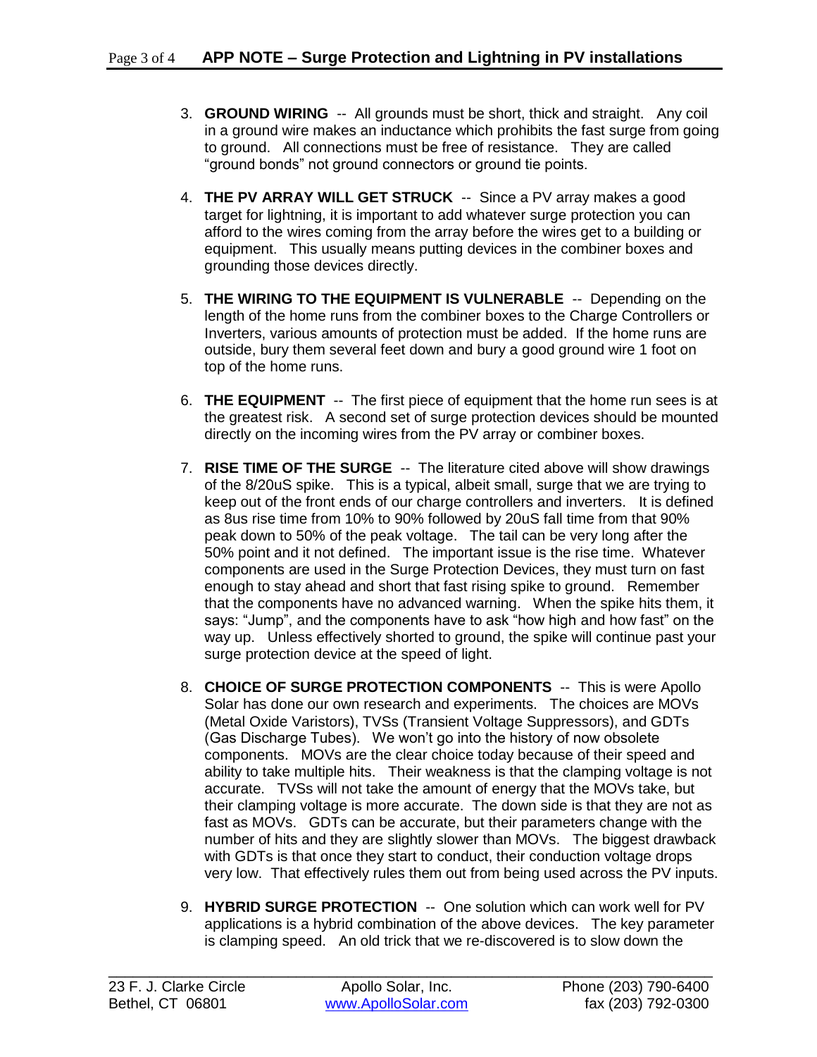3. **GROUND WIRING** -- All grounds must be short, thick and straight. Any coil in a ground wire makes an inductance which prohibits the fast surge from going to ground. All connections must be free of resistance. They are called "ground bonds" not ground connectors or ground tie points.

4. **THE PV ARRAY WILL GET STRUCK** -- Since a PV array makes a good target for lightning, it is important to add whatever surge protection you can afford to the wires coming from the array before the wires get to a building or equipment. This usually means putting devices in the combiner boxes and grounding those devices directly.

5. **THE WIRING TO THE EQUIPMENT IS VULNERABLE** -- Depending on the length of the home runs from the combiner boxes to the Charge Controllers or Inverters, various amounts of protection must be added. If the home runs are outside, bury them several feet down and bury a good ground wire 1 foot on top of the home runs.

6. **THE EQUIPMENT** -- The first piece of equipment that the home run sees is at the greatest risk. A second set of surge protection devices should be mounted directly on the incoming wires from the PV array or combiner boxes.

7. **RISE TIME OF THE SURGE** -- The literature cited above will show drawings of the 8/20uS spike. This is a typical, albeit small, surge that we are trying to keep out of the front ends of our charge controllers and inverters. It is defined as 8us rise time from 10% to 90% followed by 20uS fall time from that 90% peak down to 50% of the peak voltage. The tail can be very long after the 50% point and it not defined. The important issue is the rise time. Whatever components are used in the Surge Protection Devices, they must turn on fast enough to stay ahead and short that fast rising spike to ground. Remember that the components have no advanced warning. When the spike hits them, it says: "Jump", and the components have to ask "how high and how fast" on the way up. Unless effectively shorted to ground, the spike will continue past your surge protection device at the speed of light.

8. **CHOICE OF SURGE PROTECTION COMPONENTS** -- This is were Apollo Solar has done our own research and experiments. The choices are MOVs (Metal Oxide Varistors), TVSs (Transient Voltage Suppressors), and GDTs (Gas Discharge Tubes). We won't go into the history of now obsolete components. MOVs are the clear choice today because of their speed and ability to take multiple hits. Their weakness is that the clamping voltage is not accurate. TVSs will not take the amount of energy that the MOVs take, but their clamping voltage is more accurate. The down side is that they are not as fast as MOVs. GDTs can be accurate, but their parameters change with the number of hits and they are slightly slower than MOVs. The biggest drawback with GDTs is that once they start to conduct, their conduction voltage drops very low. That effectively rules them out from being used across the PV inputs.

9. **HYBRID SURGE PROTECTION** -- One solution which can work well for PV applications is a hybrid combination of the above devices. The key parameter is clamping speed. An old trick that we re-discovered is to slow down the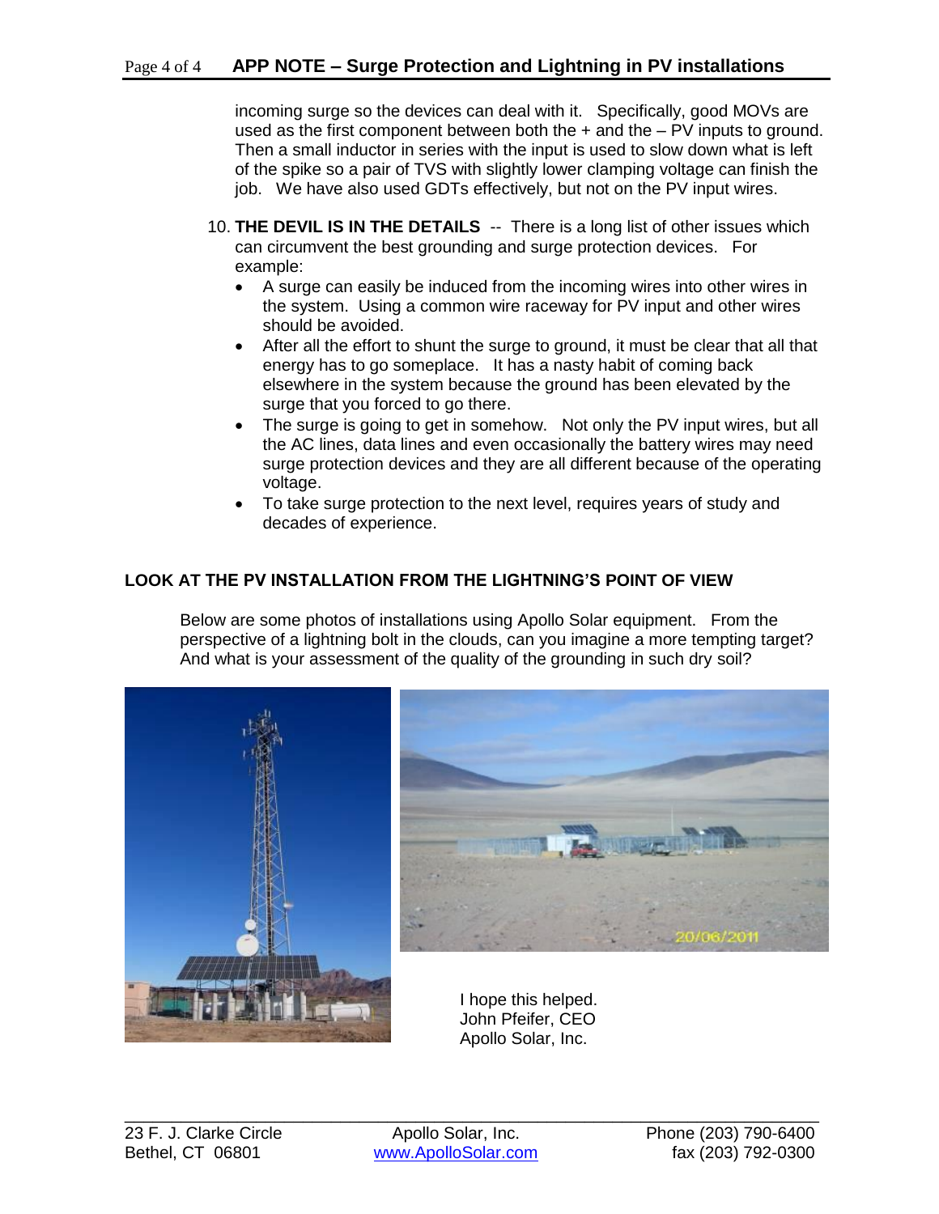incoming surge so the devices can deal with it. Specifically, good MOVs are used as the first component between both the + and the – PV inputs to ground. Then a small inductor in series with the input is used to slow down what is left of the spike so a pair of TVS with slightly lower clamping voltage can finish the job. We have also used GDTs effectively, but not on the PV input wires.

10. **THE DEVIL IS IN THE DETAILS** -- There is a long list of other issues which can circumvent the best grounding and surge protection devices. For example:
    - A surge can easily be induced from the incoming wires into other wires in the system. Using a common wire raceway for PV input and other wires should be avoided.
    - After all the effort to shunt the surge to ground, it must be clear that all that energy has to go someplace. It has a nasty habit of coming back elsewhere in the system because the ground has been elevated by the surge that you forced to go there.
    - The surge is going to get in somehow. Not only the PV input wires, but all the AC lines, data lines and even occasionally the battery wires may need surge protection devices and they are all different because of the operating voltage.
    - To take surge protection to the next level, requires years of study and decades of experience.

## LOOK AT THE PV INSTALLATION FROM THE LIGHTNING'S POINT OF VIEW

Below are some photos of installations using Apollo Solar equipment. From the perspective of a lightning bolt in the clouds, can you imagine a more tempting target? And what is your assessment of the quality of the grounding in such dry soil?

I hope this helped.
John Pfeifer, CEO
Apollo Solar, Inc.

23 F. J. Clarke Circle
Bethel, CT 06801

Apollo Solar, Inc.
www.ApolloSolar.com

Phone (203) 790-6400
fax (203) 792-0300